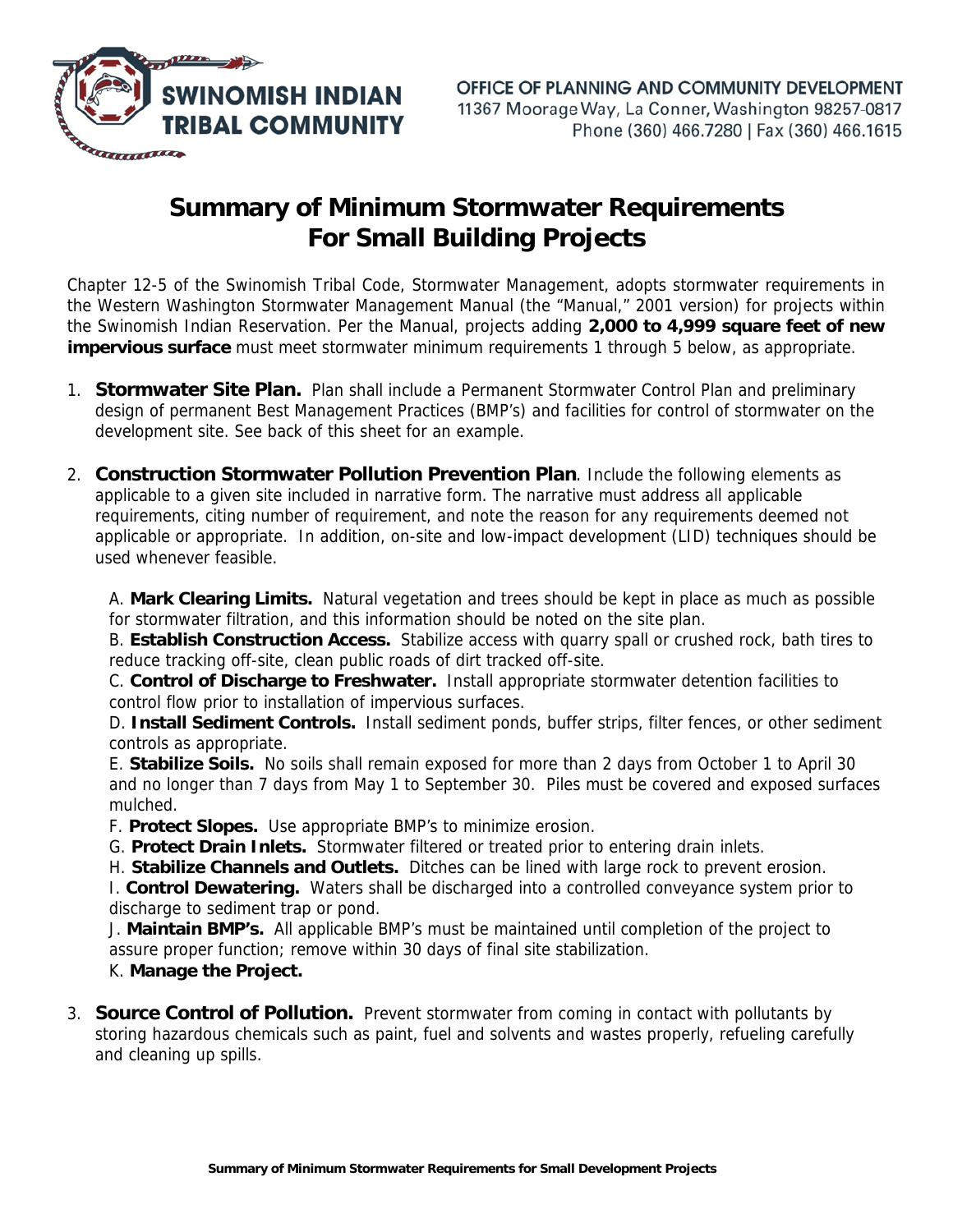SWINOMISH INDIAN TRIBAL COMMUNITY

OFFICE OF PLANNING AND COMMUNITY DEVELOPMENT
11367 Moorage Way, La Conner, Washington 98257-0817
Phone (360) 466.7280 | Fax (360) 466.1615

# Summary of Minimum Stormwater Requirements For Small Building Projects

Chapter 12-5 of the Swinomish Tribal Code, Stormwater Management, adopts stormwater requirements in the Western Washington Stormwater Management Manual (the "Manual," 2001 version) for projects within the Swinomish Indian Reservation. Per the Manual, projects adding **2,000 to 4,999 square feet of new impervious surface** must meet stormwater minimum requirements 1 through 5 below, as appropriate.

1. **Stormwater Site Plan.** Plan shall include a Permanent Stormwater Control Plan and preliminary design of permanent Best Management Practices (BMP's) and facilities for control of stormwater on the development site. See back of this sheet for an example.

2. **Construction Stormwater Pollution Prevention Plan**. Include the following elements as applicable to a given site included in narrative form. The narrative must address all applicable requirements, citing number of requirement, and note the reason for any requirements deemed not applicable or appropriate. In addition, on-site and low-impact development (LID) techniques should be used whenever feasible.

   A. **Mark Clearing Limits.** Natural vegetation and trees should be kept in place as much as possible for stormwater filtration, and this information should be noted on the site plan.
   B. **Establish Construction Access.** Stabilize access with quarry spall or crushed rock, bath tires to reduce tracking off-site, clean public roads of dirt tracked off-site.
   C. **Control of Discharge to Freshwater.** Install appropriate stormwater detention facilities to control flow prior to installation of impervious surfaces.
   D. **Install Sediment Controls.** Install sediment ponds, buffer strips, filter fences, or other sediment controls as appropriate.
   E. **Stabilize Soils.** No soils shall remain exposed for more than 2 days from October 1 to April 30 and no longer than 7 days from May 1 to September 30. Piles must be covered and exposed surfaces mulched.
   F. **Protect Slopes.** Use appropriate BMP's to minimize erosion.
   G. **Protect Drain Inlets.** Stormwater filtered or treated prior to entering drain inlets.
   H. **Stabilize Channels and Outlets.** Ditches can be lined with large rock to prevent erosion.
   I. **Control Dewatering.** Waters shall be discharged into a controlled conveyance system prior to discharge to sediment trap or pond.
   J. **Maintain BMP's.** All applicable BMP's must be maintained until completion of the project to assure proper function; remove within 30 days of final site stabilization.
   K. **Manage the Project.**

3. **Source Control of Pollution.** Prevent stormwater from coming in contact with pollutants by storing hazardous chemicals such as paint, fuel and solvents and wastes properly, refueling carefully and cleaning up spills.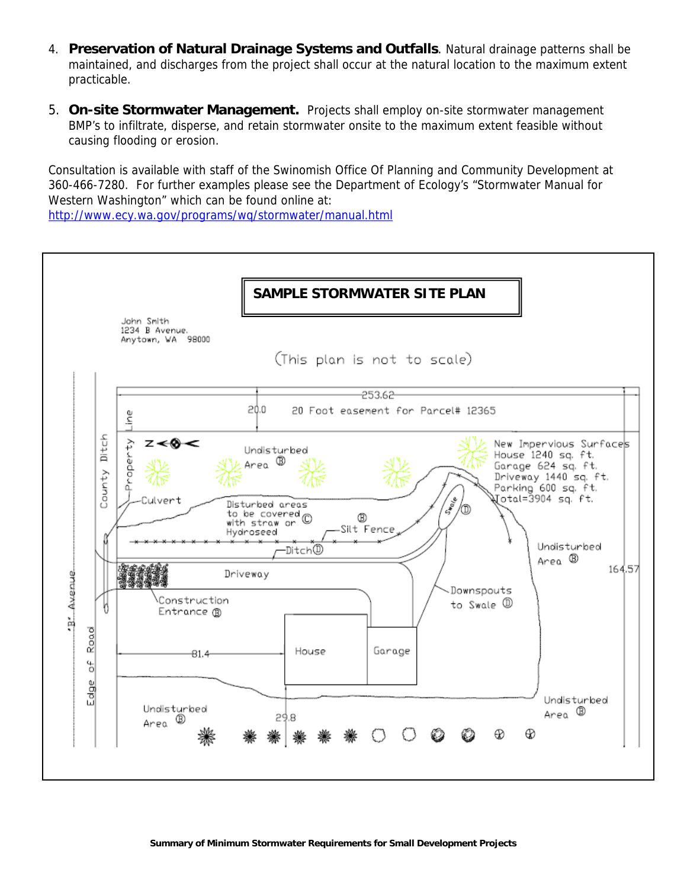4. **Preservation of Natural Drainage Systems and Outfalls**. Natural drainage patterns shall be maintained, and discharges from the project shall occur at the natural location to the maximum extent practicable.

5. **On-site Stormwater Management.** Projects shall employ on-site stormwater management BMP's to infiltrate, disperse, and retain stormwater onsite to the maximum extent feasible without causing flooding or erosion.

Consultation is available with staff of the Swinomish Office Of Planning and Community Development at 360-466-7280. For further examples please see the Department of Ecology's "Stormwater Manual for Western Washington" which can be found online at:
http://www.ecy.wa.gov/programs/wq/stormwater/manual.html

**SAMPLE STORMWATER SITE PLAN**

John Smith
1234 B Avenue.
Anytown, WA 98000

(This plan is not to scale)

253.62

20.0

20 Foot easement for Parcel# 12365

Property Line

County Ditch

Undisturbed Area Ⓑ

New Impervious Surfaces
House 1240 sq. ft.
Garage 624 sq. ft.
Driveway 1440 sq. ft.
Parking 600 sq. ft.
Total=3904 sq. ft.

Culvert

Disturbed areas to be covered with straw or Hydroseed Ⓒ

Ⓑ Silt Fence

Swale Ⓓ

Ditch Ⓓ

Undisturbed Area Ⓑ

164.57

Driveway

Downspouts to Swale Ⓓ

Construction Entrance Ⓑ

'B' Avenue

Edge of Road

81.4

House

Garage

Undisturbed Area Ⓑ

29.8

Undisturbed Area Ⓑ

**Summary of Minimum Stormwater Requirements for Small Development Projects**